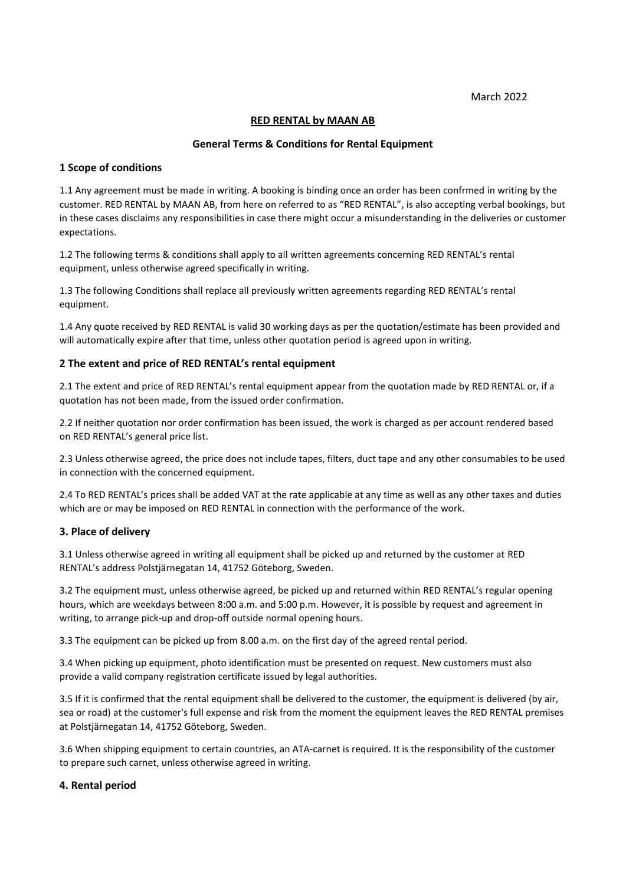March 2022

# RED RENTAL by MAAN AB

## General Terms & Conditions for Rental Equipment

### 1 Scope of conditions

1.1 Any agreement must be made in writing. A booking is binding once an order has been confrmed in writing by the customer. RED RENTAL by MAAN AB, from here on referred to as "RED RENTAL", is also accepting verbal bookings, but in these cases disclaims any responsibilities in case there might occur a misunderstanding in the deliveries or customer expectations.

1.2 The following terms & conditions shall apply to all written agreements concerning RED RENTAL's rental equipment, unless otherwise agreed specifically in writing.

1.3 The following Conditions shall replace all previously written agreements regarding RED RENTAL's rental equipment.

1.4 Any quote received by RED RENTAL is valid 30 working days as per the quotation/estimate has been provided and will automatically expire after that time, unless other quotation period is agreed upon in writing.

### 2 The extent and price of RED RENTAL's rental equipment

2.1 The extent and price of RED RENTAL's rental equipment appear from the quotation made by RED RENTAL or, if a quotation has not been made, from the issued order confirmation.

2.2 If neither quotation nor order confirmation has been issued, the work is charged as per account rendered based on RED RENTAL's general price list.

2.3 Unless otherwise agreed, the price does not include tapes, filters, duct tape and any other consumables to be used in connection with the concerned equipment.

2.4 To RED RENTAL's prices shall be added VAT at the rate applicable at any time as well as any other taxes and duties which are or may be imposed on RED RENTAL in connection with the performance of the work.

### 3. Place of delivery

3.1 Unless otherwise agreed in writing all equipment shall be picked up and returned by the customer at RED RENTAL's address Polstjärnegatan 14, 41752 Göteborg, Sweden.

3.2 The equipment must, unless otherwise agreed, be picked up and returned within RED RENTAL's regular opening hours, which are weekdays between 8:00 a.m. and 5:00 p.m. However, it is possible by request and agreement in writing, to arrange pick-up and drop-off outside normal opening hours.

3.3 The equipment can be picked up from 8.00 a.m. on the first day of the agreed rental period.

3.4 When picking up equipment, photo identification must be presented on request. New customers must also provide a valid company registration certificate issued by legal authorities.

3.5 If it is confirmed that the rental equipment shall be delivered to the customer, the equipment is delivered (by air, sea or road) at the customer's full expense and risk from the moment the equipment leaves the RED RENTAL premises at Polstjärnegatan 14, 41752 Göteborg, Sweden.

3.6 When shipping equipment to certain countries, an ATA-carnet is required. It is the responsibility of the customer to prepare such carnet, unless otherwise agreed in writing.

### 4. Rental period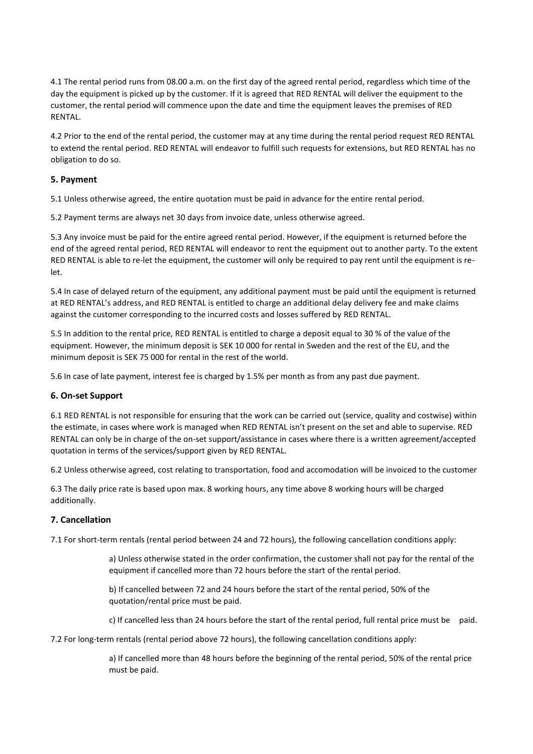4.1 The rental period runs from 08.00 a.m. on the first day of the agreed rental period, regardless which time of the day the equipment is picked up by the customer. If it is agreed that RED RENTAL will deliver the equipment to the customer, the rental period will commence upon the date and time the equipment leaves the premises of RED RENTAL.

4.2 Prior to the end of the rental period, the customer may at any time during the rental period request RED RENTAL to extend the rental period. RED RENTAL will endeavor to fulfill such requests for extensions, but RED RENTAL has no obligation to do so.

## 5. Payment

5.1 Unless otherwise agreed, the entire quotation must be paid in advance for the entire rental period.

5.2 Payment terms are always net 30 days from invoice date, unless otherwise agreed.

5.3 Any invoice must be paid for the entire agreed rental period. However, if the equipment is returned before the end of the agreed rental period, RED RENTAL will endeavor to rent the equipment out to another party. To the extent RED RENTAL is able to re-let the equipment, the customer will only be required to pay rent until the equipment is re-let.

5.4 In case of delayed return of the equipment, any additional payment must be paid until the equipment is returned at RED RENTAL's address, and RED RENTAL is entitled to charge an additional delay delivery fee and make claims against the customer corresponding to the incurred costs and losses suffered by RED RENTAL.

5.5 In addition to the rental price, RED RENTAL is entitled to charge a deposit equal to 30 % of the value of the equipment. However, the minimum deposit is SEK 10 000 for rental in Sweden and the rest of the EU, and the minimum deposit is SEK 75 000 for rental in the rest of the world.

5.6 In case of late payment, interest fee is charged by 1.5% per month as from any past due payment.

## 6. On-set Support

6.1 RED RENTAL is not responsible for ensuring that the work can be carried out (service, quality and costwise) within the estimate, in cases where work is managed when RED RENTAL isn't present on the set and able to supervise. RED RENTAL can only be in charge of the on-set support/assistance in cases where there is a written agreement/accepted quotation in terms of the services/support given by RED RENTAL.

6.2 Unless otherwise agreed, cost relating to transportation, food and accomodation will be invoiced to the customer

6.3 The daily price rate is based upon max. 8 working hours, any time above 8 working hours will be charged additionally.

## 7. Cancellation

7.1 For short-term rentals (rental period between 24 and 72 hours), the following cancellation conditions apply:

> a) Unless otherwise stated in the order confirmation, the customer shall not pay for the rental of the equipment if cancelled more than 72 hours before the start of the rental period.
>
> b) If cancelled between 72 and 24 hours before the start of the rental period, 50% of the quotation/rental price must be paid.
>
> c) If cancelled less than 24 hours before the start of the rental period, full rental price must be paid.

7.2 For long-term rentals (rental period above 72 hours), the following cancellation conditions apply:

> a) If cancelled more than 48 hours before the beginning of the rental period, 50% of the rental price must be paid.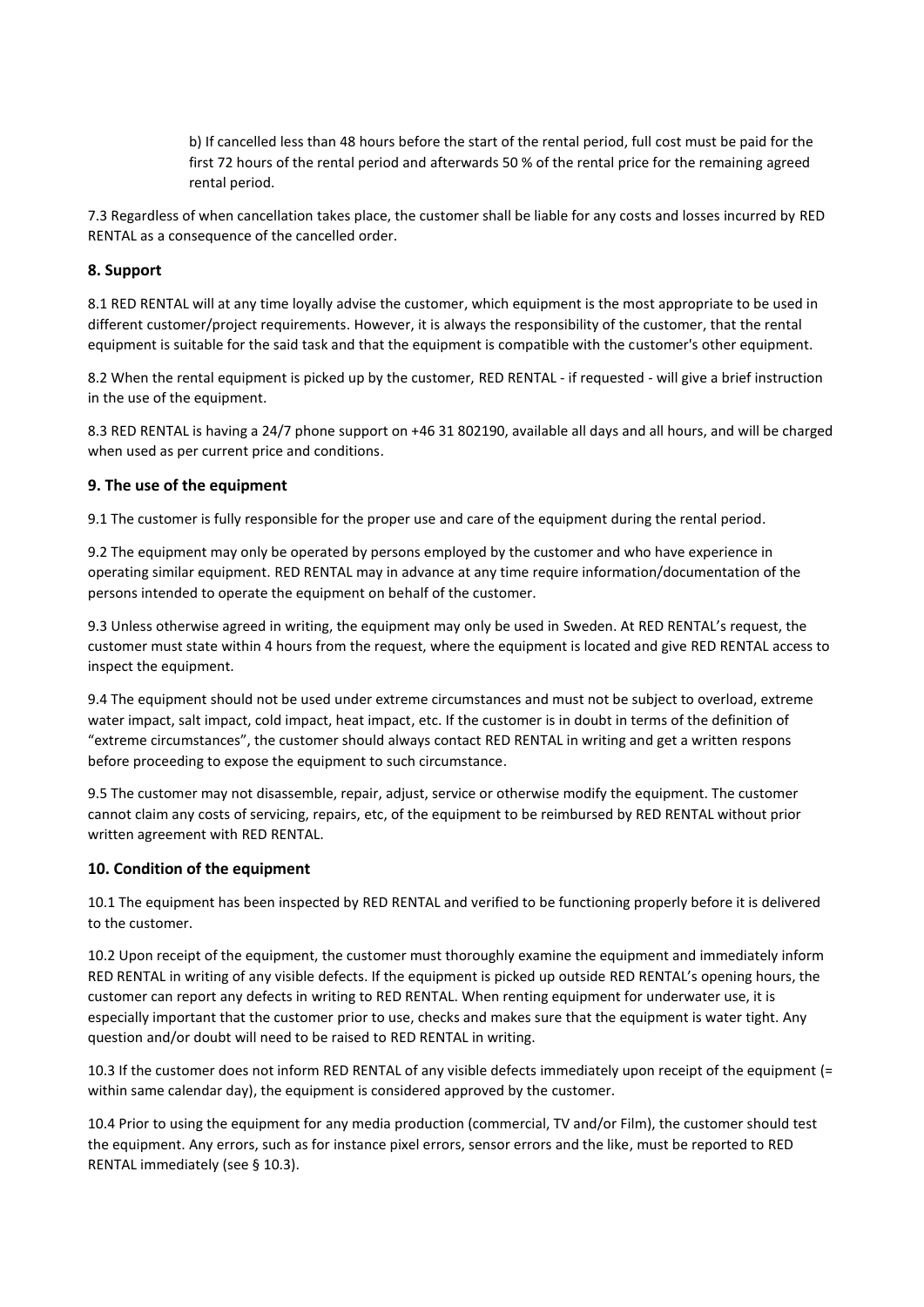b) If cancelled less than 48 hours before the start of the rental period, full cost must be paid for the first 72 hours of the rental period and afterwards 50 % of the rental price for the remaining agreed rental period.

7.3 Regardless of when cancellation takes place, the customer shall be liable for any costs and losses incurred by RED RENTAL as a consequence of the cancelled order.

### 8. Support

8.1 RED RENTAL will at any time loyally advise the customer, which equipment is the most appropriate to be used in different customer/project requirements. However, it is always the responsibility of the customer, that the rental equipment is suitable for the said task and that the equipment is compatible with the customer's other equipment.

8.2 When the rental equipment is picked up by the customer, RED RENTAL - if requested - will give a brief instruction in the use of the equipment.

8.3 RED RENTAL is having a 24/7 phone support on +46 31 802190, available all days and all hours, and will be charged when used as per current price and conditions.

### 9. The use of the equipment

9.1 The customer is fully responsible for the proper use and care of the equipment during the rental period.

9.2 The equipment may only be operated by persons employed by the customer and who have experience in operating similar equipment. RED RENTAL may in advance at any time require information/documentation of the persons intended to operate the equipment on behalf of the customer.

9.3 Unless otherwise agreed in writing, the equipment may only be used in Sweden. At RED RENTAL's request, the customer must state within 4 hours from the request, where the equipment is located and give RED RENTAL access to inspect the equipment.

9.4 The equipment should not be used under extreme circumstances and must not be subject to overload, extreme water impact, salt impact, cold impact, heat impact, etc. If the customer is in doubt in terms of the definition of "extreme circumstances", the customer should always contact RED RENTAL in writing and get a written respons before proceeding to expose the equipment to such circumstance.

9.5 The customer may not disassemble, repair, adjust, service or otherwise modify the equipment. The customer cannot claim any costs of servicing, repairs, etc, of the equipment to be reimbursed by RED RENTAL without prior written agreement with RED RENTAL.

### 10. Condition of the equipment

10.1 The equipment has been inspected by RED RENTAL and verified to be functioning properly before it is delivered to the customer.

10.2 Upon receipt of the equipment, the customer must thoroughly examine the equipment and immediately inform RED RENTAL in writing of any visible defects. If the equipment is picked up outside RED RENTAL's opening hours, the customer can report any defects in writing to RED RENTAL. When renting equipment for underwater use, it is especially important that the customer prior to use, checks and makes sure that the equipment is water tight. Any question and/or doubt will need to be raised to RED RENTAL in writing.

10.3 If the customer does not inform RED RENTAL of any visible defects immediately upon receipt of the equipment (= within same calendar day), the equipment is considered approved by the customer.

10.4 Prior to using the equipment for any media production (commercial, TV and/or Film), the customer should test the equipment. Any errors, such as for instance pixel errors, sensor errors and the like, must be reported to RED RENTAL immediately (see § 10.3).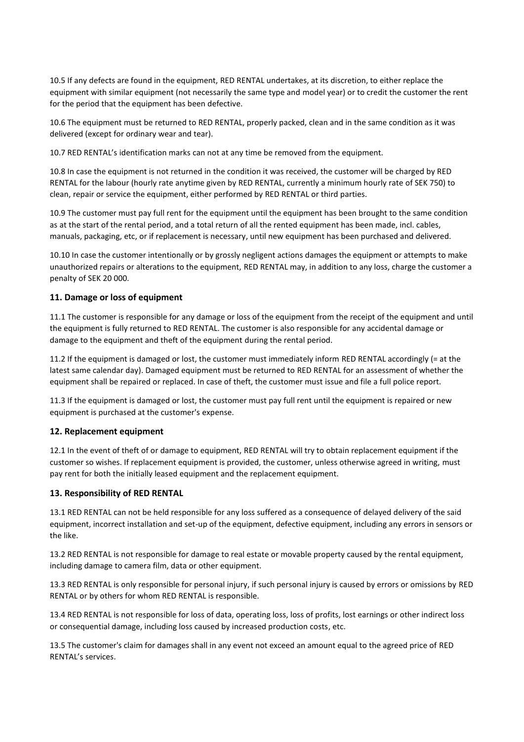10.5 If any defects are found in the equipment, RED RENTAL undertakes, at its discretion, to either replace the equipment with similar equipment (not necessarily the same type and model year) or to credit the customer the rent for the period that the equipment has been defective.

10.6 The equipment must be returned to RED RENTAL, properly packed, clean and in the same condition as it was delivered (except for ordinary wear and tear).

10.7 RED RENTAL's identification marks can not at any time be removed from the equipment.

10.8 In case the equipment is not returned in the condition it was received, the customer will be charged by RED RENTAL for the labour (hourly rate anytime given by RED RENTAL, currently a minimum hourly rate of SEK 750) to clean, repair or service the equipment, either performed by RED RENTAL or third parties.

10.9 The customer must pay full rent for the equipment until the equipment has been brought to the same condition as at the start of the rental period, and a total return of all the rented equipment has been made, incl. cables, manuals, packaging, etc, or if replacement is necessary, until new equipment has been purchased and delivered.

10.10 In case the customer intentionally or by grossly negligent actions damages the equipment or attempts to make unauthorized repairs or alterations to the equipment, RED RENTAL may, in addition to any loss, charge the customer a penalty of SEK 20 000.

### 11. Damage or loss of equipment

11.1 The customer is responsible for any damage or loss of the equipment from the receipt of the equipment and until the equipment is fully returned to RED RENTAL. The customer is also responsible for any accidental damage or damage to the equipment and theft of the equipment during the rental period.

11.2 If the equipment is damaged or lost, the customer must immediately inform RED RENTAL accordingly (= at the latest same calendar day). Damaged equipment must be returned to RED RENTAL for an assessment of whether the equipment shall be repaired or replaced. In case of theft, the customer must issue and file a full police report.

11.3 If the equipment is damaged or lost, the customer must pay full rent until the equipment is repaired or new equipment is purchased at the customer's expense.

### 12. Replacement equipment

12.1 In the event of theft of or damage to equipment, RED RENTAL will try to obtain replacement equipment if the customer so wishes. If replacement equipment is provided, the customer, unless otherwise agreed in writing, must pay rent for both the initially leased equipment and the replacement equipment.

### 13. Responsibility of RED RENTAL

13.1 RED RENTAL can not be held responsible for any loss suffered as a consequence of delayed delivery of the said equipment, incorrect installation and set-up of the equipment, defective equipment, including any errors in sensors or the like.

13.2 RED RENTAL is not responsible for damage to real estate or movable property caused by the rental equipment, including damage to camera film, data or other equipment.

13.3 RED RENTAL is only responsible for personal injury, if such personal injury is caused by errors or omissions by RED RENTAL or by others for whom RED RENTAL is responsible.

13.4 RED RENTAL is not responsible for loss of data, operating loss, loss of profits, lost earnings or other indirect loss or consequential damage, including loss caused by increased production costs, etc.

13.5 The customer's claim for damages shall in any event not exceed an amount equal to the agreed price of RED RENTAL's services.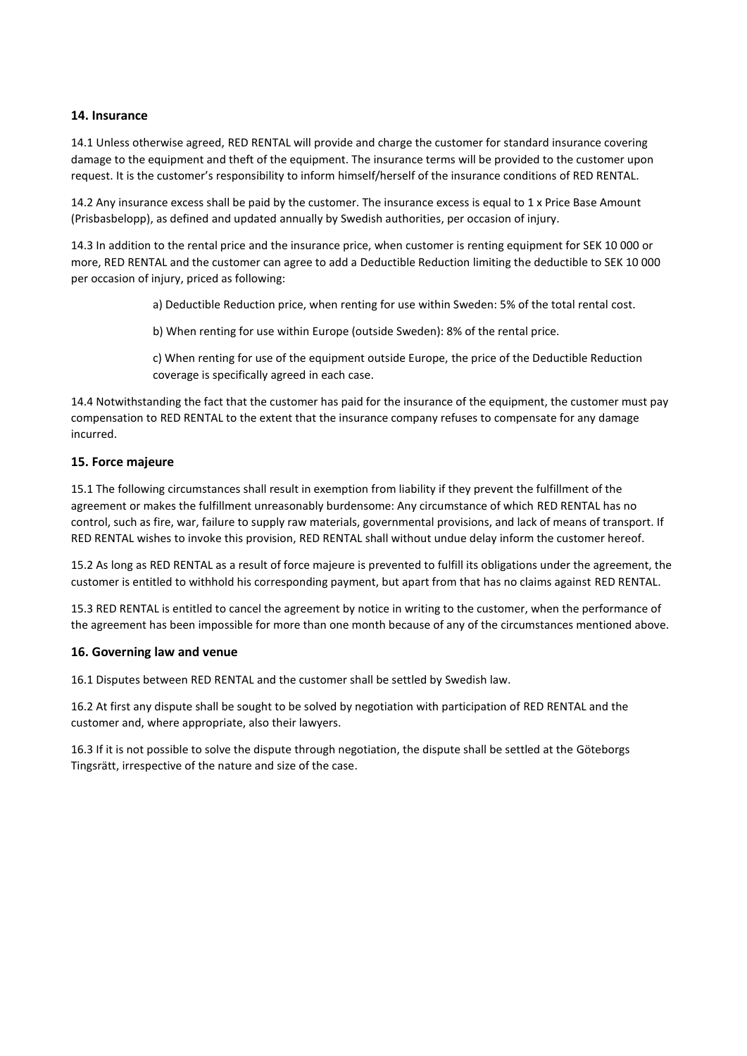### 14. Insurance

14.1 Unless otherwise agreed, RED RENTAL will provide and charge the customer for standard insurance covering damage to the equipment and theft of the equipment. The insurance terms will be provided to the customer upon request. It is the customer's responsibility to inform himself/herself of the insurance conditions of RED RENTAL.

14.2 Any insurance excess shall be paid by the customer. The insurance excess is equal to 1 x Price Base Amount (Prisbasbelopp), as defined and updated annually by Swedish authorities, per occasion of injury.

14.3 In addition to the rental price and the insurance price, when customer is renting equipment for SEK 10 000 or more, RED RENTAL and the customer can agree to add a Deductible Reduction limiting the deductible to SEK 10 000 per occasion of injury, priced as following:

a) Deductible Reduction price, when renting for use within Sweden: 5% of the total rental cost.

b) When renting for use within Europe (outside Sweden): 8% of the rental price.

c) When renting for use of the equipment outside Europe, the price of the Deductible Reduction coverage is specifically agreed in each case.

14.4 Notwithstanding the fact that the customer has paid for the insurance of the equipment, the customer must pay compensation to RED RENTAL to the extent that the insurance company refuses to compensate for any damage incurred.

### 15. Force majeure

15.1 The following circumstances shall result in exemption from liability if they prevent the fulfillment of the agreement or makes the fulfillment unreasonably burdensome: Any circumstance of which RED RENTAL has no control, such as fire, war, failure to supply raw materials, governmental provisions, and lack of means of transport. If RED RENTAL wishes to invoke this provision, RED RENTAL shall without undue delay inform the customer hereof.

15.2 As long as RED RENTAL as a result of force majeure is prevented to fulfill its obligations under the agreement, the customer is entitled to withhold his corresponding payment, but apart from that has no claims against RED RENTAL.

15.3 RED RENTAL is entitled to cancel the agreement by notice in writing to the customer, when the performance of the agreement has been impossible for more than one month because of any of the circumstances mentioned above.

### 16. Governing law and venue

16.1 Disputes between RED RENTAL and the customer shall be settled by Swedish law.

16.2 At first any dispute shall be sought to be solved by negotiation with participation of RED RENTAL and the customer and, where appropriate, also their lawyers.

16.3 If it is not possible to solve the dispute through negotiation, the dispute shall be settled at the Göteborgs Tingsrätt, irrespective of the nature and size of the case.